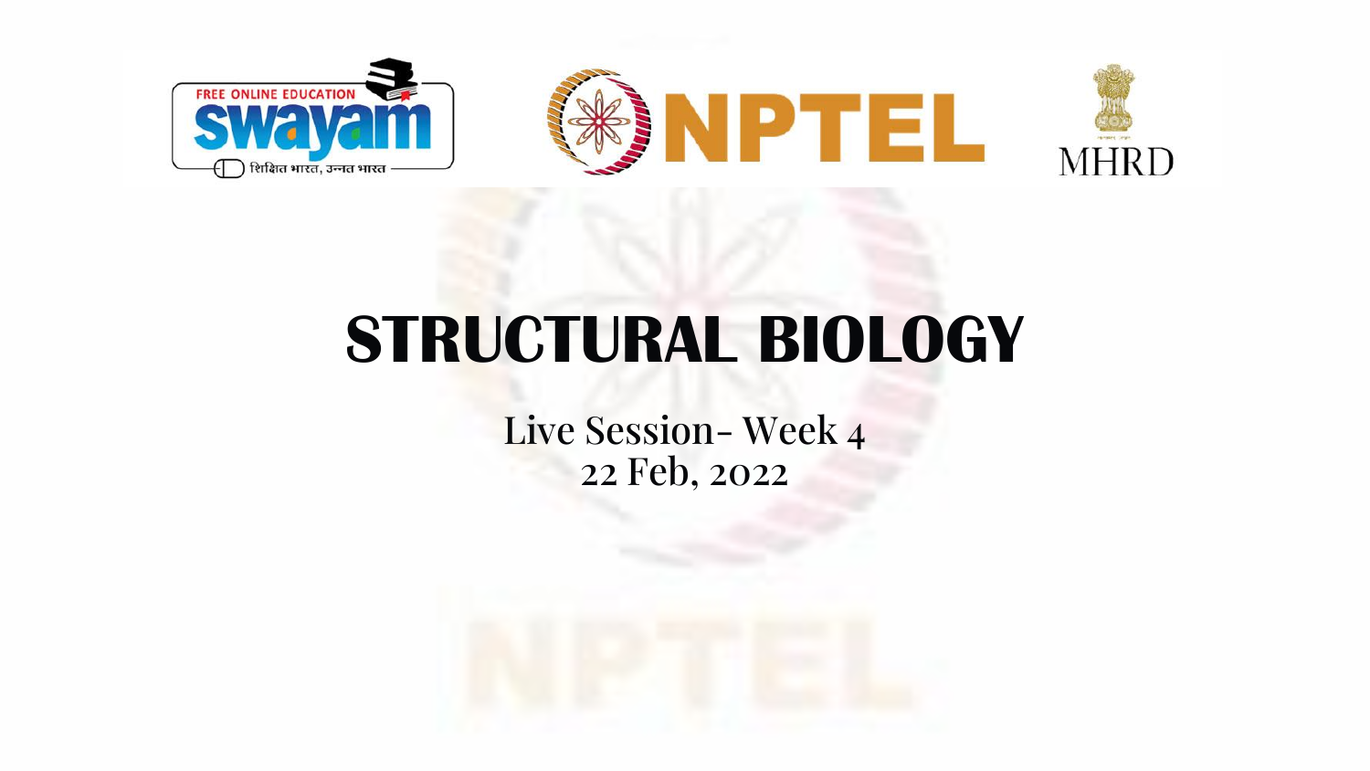# STRUCTURAL BIOLOGY

Live Session- Week 4
22 Feb, 2022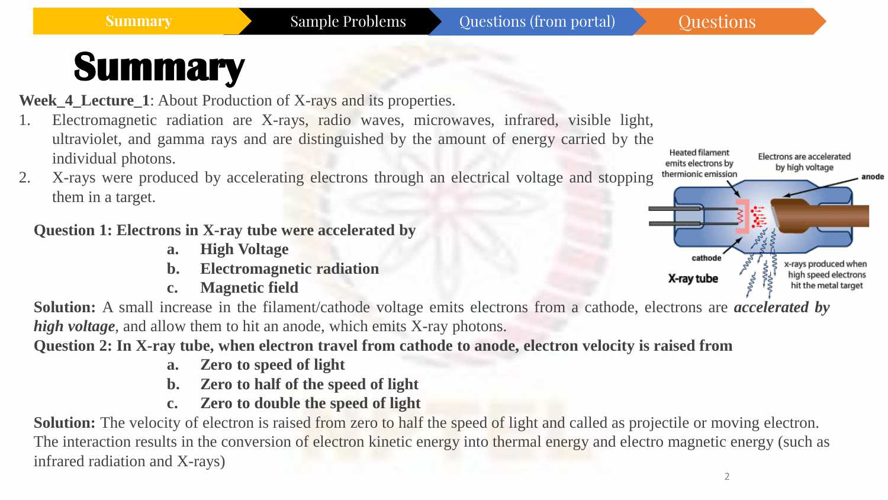Summary | Sample Problems | Questions (from portal) | Questions

# Summary

**Week_4_Lecture_1**: About Production of X-rays and its properties.

1. Electromagnetic radiation are X-rays, radio waves, microwaves, infrared, visible light, ultraviolet, and gamma rays and are distinguished by the amount of energy carried by the individual photons.
2. X-rays were produced by accelerating electrons through an electrical voltage and stopping them in a target.

Heated filament emits electrons by thermionic emission

Electrons are accelerated by high voltage

anode

cathode

X-ray tube

x-rays produced when high speed electrons hit the metal target

**Question 1: Electrons in X-ray tube were accelerated by**

- **a. High Voltage**
- **b. Electromagnetic radiation**
- **c. Magnetic field**

**Solution:** A small increase in the filament/cathode voltage emits electrons from a cathode, electrons are ***accelerated by high voltage***, and allow them to hit an anode, which emits X-ray photons.

**Question 2: In X-ray tube, when electron travel from cathode to anode, electron velocity is raised from**

- **a. Zero to speed of light**
- **b. Zero to half of the speed of light**
- **c. Zero to double the speed of light**

**Solution:** The velocity of electron is raised from zero to half the speed of light and called as projectile or moving electron. The interaction results in the conversion of electron kinetic energy into thermal energy and electro magnetic energy (such as infrared radiation and X-rays)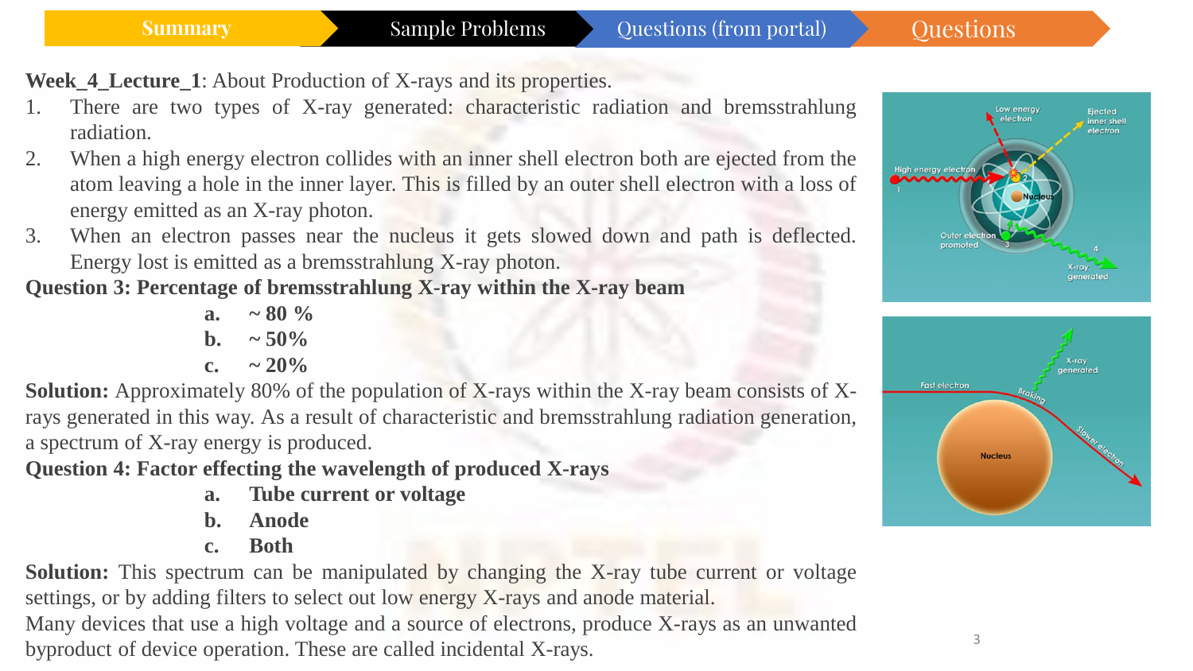Summary | Sample Problems | Questions (from portal) | Questions

**Week_4_Lecture_1**: About Production of X-rays and its properties.

1. There are two types of X-ray generated: characteristic radiation and bremsstrahlung radiation.
2. When a high energy electron collides with an inner shell electron both are ejected from the atom leaving a hole in the inner layer. This is filled by an outer shell electron with a loss of energy emitted as an X-ray photon.
3. When an electron passes near the nucleus it gets slowed down and path is deflected. Energy lost is emitted as a bremsstrahlung X-ray photon.

**Question 3: Percentage of bremsstrahlung X-ray within the X-ray beam**

- **a. ~ 80 %**
- **b. ~ 50%**
- **c. ~ 20%**

**Solution:** Approximately 80% of the population of X-rays within the X-ray beam consists of X-rays generated in this way. As a result of characteristic and bremsstrahlung radiation generation, a spectrum of X-ray energy is produced.

**Question 4: Factor effecting the wavelength of produced X-rays**

- **a. Tube current or voltage**
- **b. Anode**
- **c. Both**

**Solution:** This spectrum can be manipulated by changing the X-ray tube current or voltage settings, or by adding filters to select out low energy X-rays and anode material.

Many devices that use a high voltage and a source of electrons, produce X-rays as an unwanted byproduct of device operation. These are called incidental X-rays.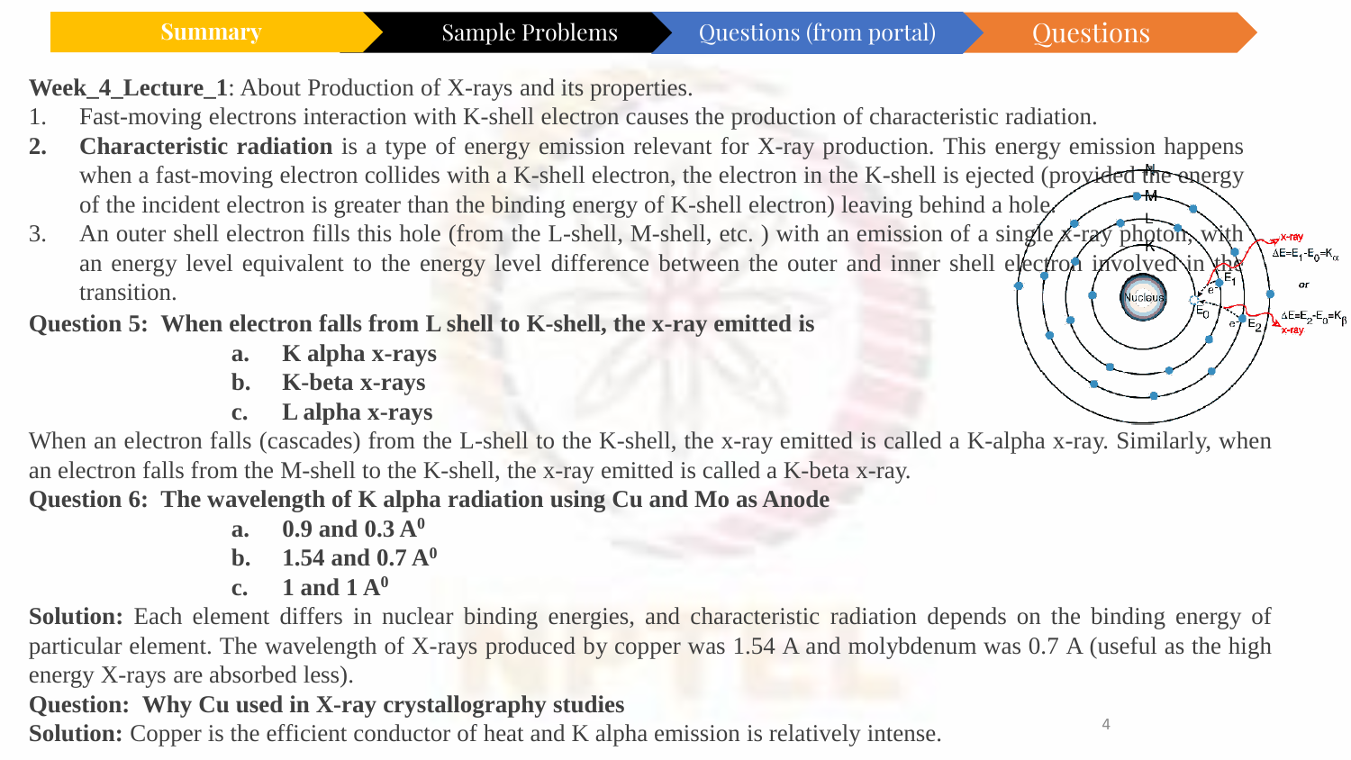Summary | Sample Problems | Questions (from portal) | Questions

**Week_4_Lecture_1**: About Production of X-rays and its properties.

1. Fast-moving electrons interaction with K-shell electron causes the production of characteristic radiation.
2. **Characteristic radiation** is a type of energy emission relevant for X-ray production. This energy emission happens when a fast-moving electron collides with a K-shell electron, the electron in the K-shell is ejected (provided the energy of the incident electron is greater than the binding energy of K-shell electron) leaving behind a hole.
3. An outer shell electron fills this hole (from the L-shell, M-shell, etc. ) with an emission of a single x-ray photon, with an energy level equivalent to the energy level difference between the outer and inner shell electron involved in the transition.

**Question 5: When electron falls from L shell to K-shell, the x-ray emitted is**

- **a. K alpha x-rays**
- **b. K-beta x-rays**
- **c. L alpha x-rays**

When an electron falls (cascades) from the L-shell to the K-shell, the x-ray emitted is called a K-alpha x-ray. Similarly, when an electron falls from the M-shell to the K-shell, the x-ray emitted is called a K-beta x-ray.

**Question 6: The wavelength of K alpha radiation using Cu and Mo as Anode**

- **a. 0.9 and 0.3 $A^0$**
- **b. 1.54 and 0.7 $A^0$**
- **c. 1 and 1 $A^0$**

**Solution:** Each element differs in nuclear binding energies, and characteristic radiation depends on the binding energy of particular element. The wavelength of X-rays produced by copper was 1.54 A and molybdenum was 0.7 A (useful as the high energy X-rays are absorbed less).

**Question: Why Cu used in X-ray crystallography studies**

**Solution:** Copper is the efficient conductor of heat and K alpha emission is relatively intense.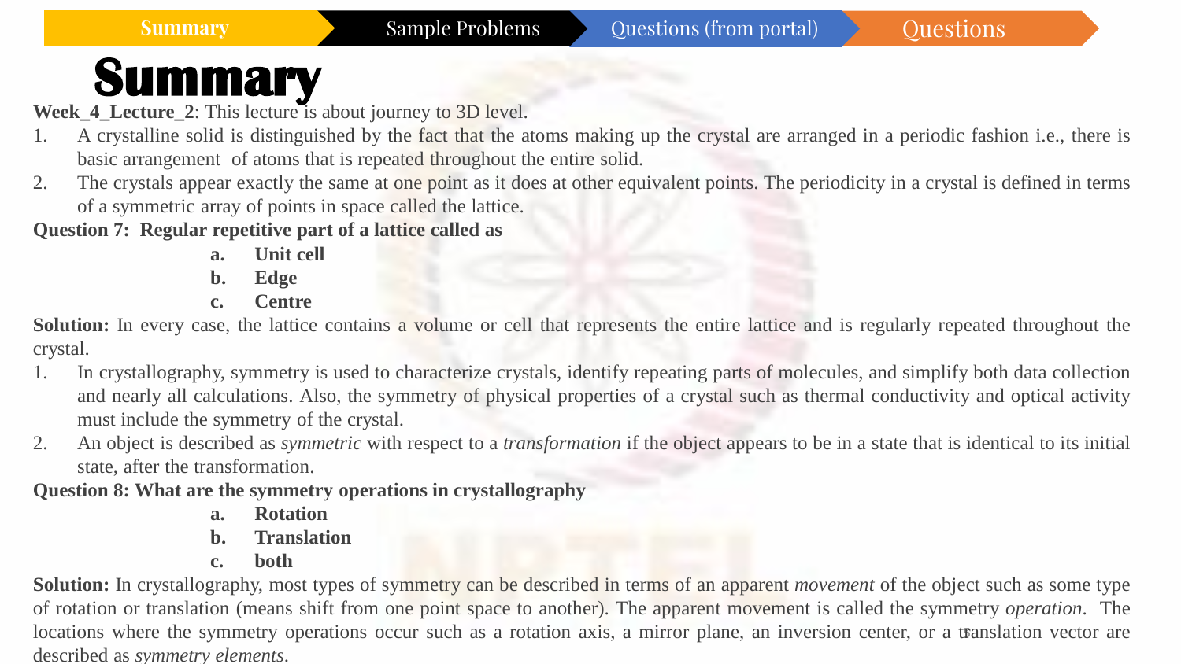Summary | Sample Problems | Questions (from portal) | Questions

# Summary

**Week_4_Lecture_2**: This lecture is about journey to 3D level.

1. A crystalline solid is distinguished by the fact that the atoms making up the crystal are arranged in a periodic fashion i.e., there is basic arrangement of atoms that is repeated throughout the entire solid.
2. The crystals appear exactly the same at one point as it does at other equivalent points. The periodicity in a crystal is defined in terms of a symmetric array of points in space called the lattice.

**Question 7: Regular repetitive part of a lattice called as**

- **a. Unit cell**
- **b. Edge**
- **c. Centre**

**Solution:** In every case, the lattice contains a volume or cell that represents the entire lattice and is regularly repeated throughout the crystal.

1. In crystallography, symmetry is used to characterize crystals, identify repeating parts of molecules, and simplify both data collection and nearly all calculations. Also, the symmetry of physical properties of a crystal such as thermal conductivity and optical activity must include the symmetry of the crystal.
2. An object is described as *symmetric* with respect to a *transformation* if the object appears to be in a state that is identical to its initial state, after the transformation.

**Question 8: What are the symmetry operations in crystallography**

- **a. Rotation**
- **b. Translation**
- **c. both**

**Solution:** In crystallography, most types of symmetry can be described in terms of an apparent *movement* of the object such as some type of rotation or translation (means shift from one point space to another). The apparent movement is called the symmetry *operation*. The locations where the symmetry operations occur such as a rotation axis, a mirror plane, an inversion center, or a translation vector are described as *symmetry elements*.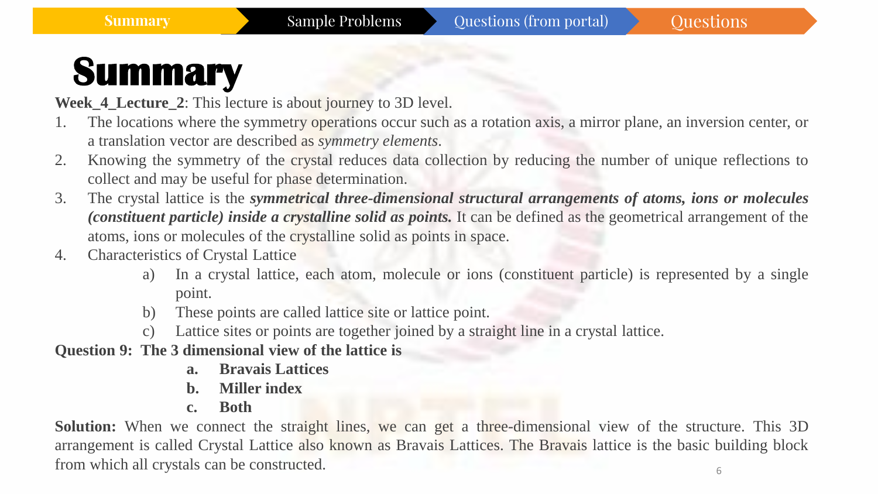# Summary

**Week_4_Lecture_2**: This lecture is about journey to 3D level.

1. The locations where the symmetry operations occur such as a rotation axis, a mirror plane, an inversion center, or a translation vector are described as *symmetry elements*.
2. Knowing the symmetry of the crystal reduces data collection by reducing the number of unique reflections to collect and may be useful for phase determination.
3. The crystal lattice is the ***symmetrical three-dimensional structural arrangements of atoms, ions or molecules (constituent particle) inside a crystalline solid as points.*** It can be defined as the geometrical arrangement of the atoms, ions or molecules of the crystalline solid as points in space.
4. Characteristics of Crystal Lattice
   a) In a crystal lattice, each atom, molecule or ions (constituent particle) is represented by a single point.
   b) These points are called lattice site or lattice point.
   c) Lattice sites or points are together joined by a straight line in a crystal lattice.

**Question 9: The 3 dimensional view of the lattice is**

**a. Bravais Lattices**
**b. Miller index**
**c. Both**

**Solution:** When we connect the straight lines, we can get a three-dimensional view of the structure. This 3D arrangement is called Crystal Lattice also known as Bravais Lattices. The Bravais lattice is the basic building block from which all crystals can be constructed.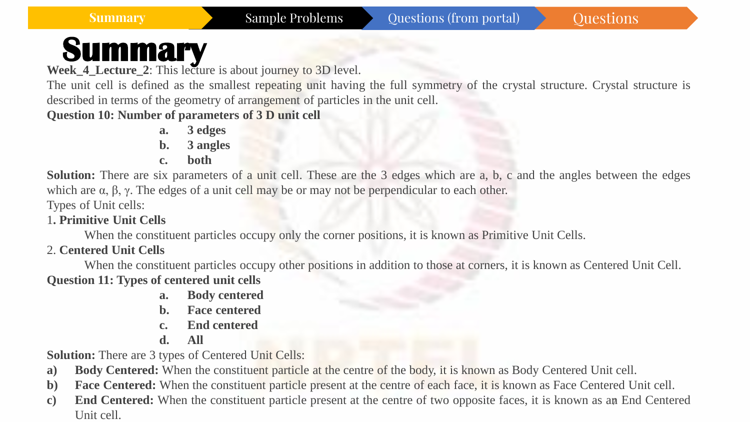# Summary

**Week_4_Lecture_2**: This lecture is about journey to 3D level.

The unit cell is defined as the smallest repeating unit having the full symmetry of the crystal structure. Crystal structure is described in terms of the geometry of arrangement of particles in the unit cell.

**Question 10: Number of parameters of 3 D unit cell**

- **a. 3 edges**
- **b. 3 angles**
- **c. both**

**Solution:** There are six parameters of a unit cell. These are the 3 edges which are a, b, c and the angles between the edges which are α, β, γ. The edges of a unit cell may be or may not be perpendicular to each other.

Types of Unit cells:

1**. Primitive Unit Cells**

When the constituent particles occupy only the corner positions, it is known as Primitive Unit Cells.

2. **Centered Unit Cells**

When the constituent particles occupy other positions in addition to those at corners, it is known as Centered Unit Cell.

**Question 11: Types of centered unit cells**

- **a. Body centered**
- **b. Face centered**
- **c. End centered**
- **d. All**

**Solution:** There are 3 types of Centered Unit Cells:

- **a) Body Centered:** When the constituent particle at the centre of the body, it is known as Body Centered Unit cell.
- **b) Face Centered:** When the constituent particle present at the centre of each face, it is known as Face Centered Unit cell.
- **c) End Centered:** When the constituent particle present at the centre of two opposite faces, it is known as an End Centered Unit cell.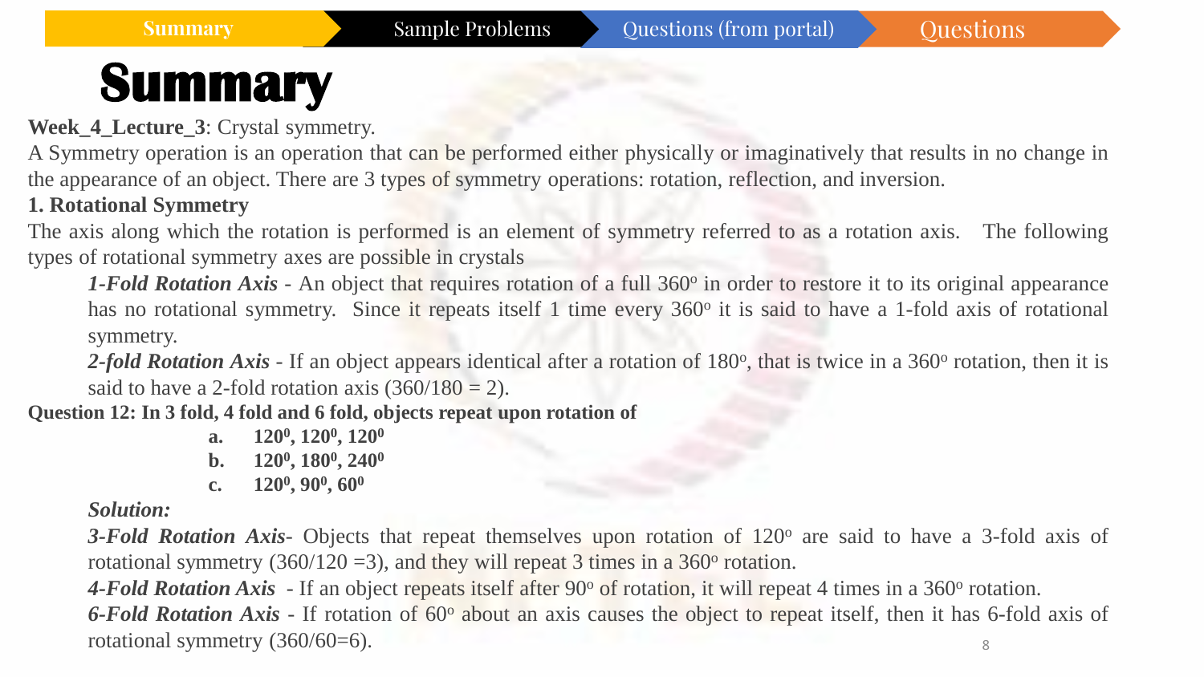Summary | Sample Problems | Questions (from portal) | Questions

# Summary

**Week_4_Lecture_3**: Crystal symmetry.

A Symmetry operation is an operation that can be performed either physically or imaginatively that results in no change in the appearance of an object. There are 3 types of symmetry operations: rotation, reflection, and inversion.

**1. Rotational Symmetry**

The axis along which the rotation is performed is an element of symmetry referred to as a rotation axis. The following types of rotational symmetry axes are possible in crystals

***1-Fold Rotation Axis*** - An object that requires rotation of a full $360^o$ in order to restore it to its original appearance has no rotational symmetry. Since it repeats itself 1 time every $360^o$ it is said to have a 1-fold axis of rotational symmetry.

***2-fold Rotation Axis*** - If an object appears identical after a rotation of $180^o$, that is twice in a $360^o$ rotation, then it is said to have a 2-fold rotation axis (360/180 = 2).

**Question 12: In 3 fold, 4 fold and 6 fold, objects repeat upon rotation of**

a. **$120^0$, $120^0$, $120^0$**
b. **$120^0$, $180^0$, $240^0$**
c. **$120^0$, $90^0$, $60^0$**

***Solution:***

***3-Fold Rotation Axis***- Objects that repeat themselves upon rotation of $120^o$ are said to have a 3-fold axis of rotational symmetry (360/120 =3), and they will repeat 3 times in a $360^o$ rotation.

***4-Fold Rotation Axis*** - If an object repeats itself after $90^o$ of rotation, it will repeat 4 times in a $360^o$ rotation.

***6-Fold Rotation Axis*** - If rotation of $60^o$ about an axis causes the object to repeat itself, then it has 6-fold axis of rotational symmetry (360/60=6).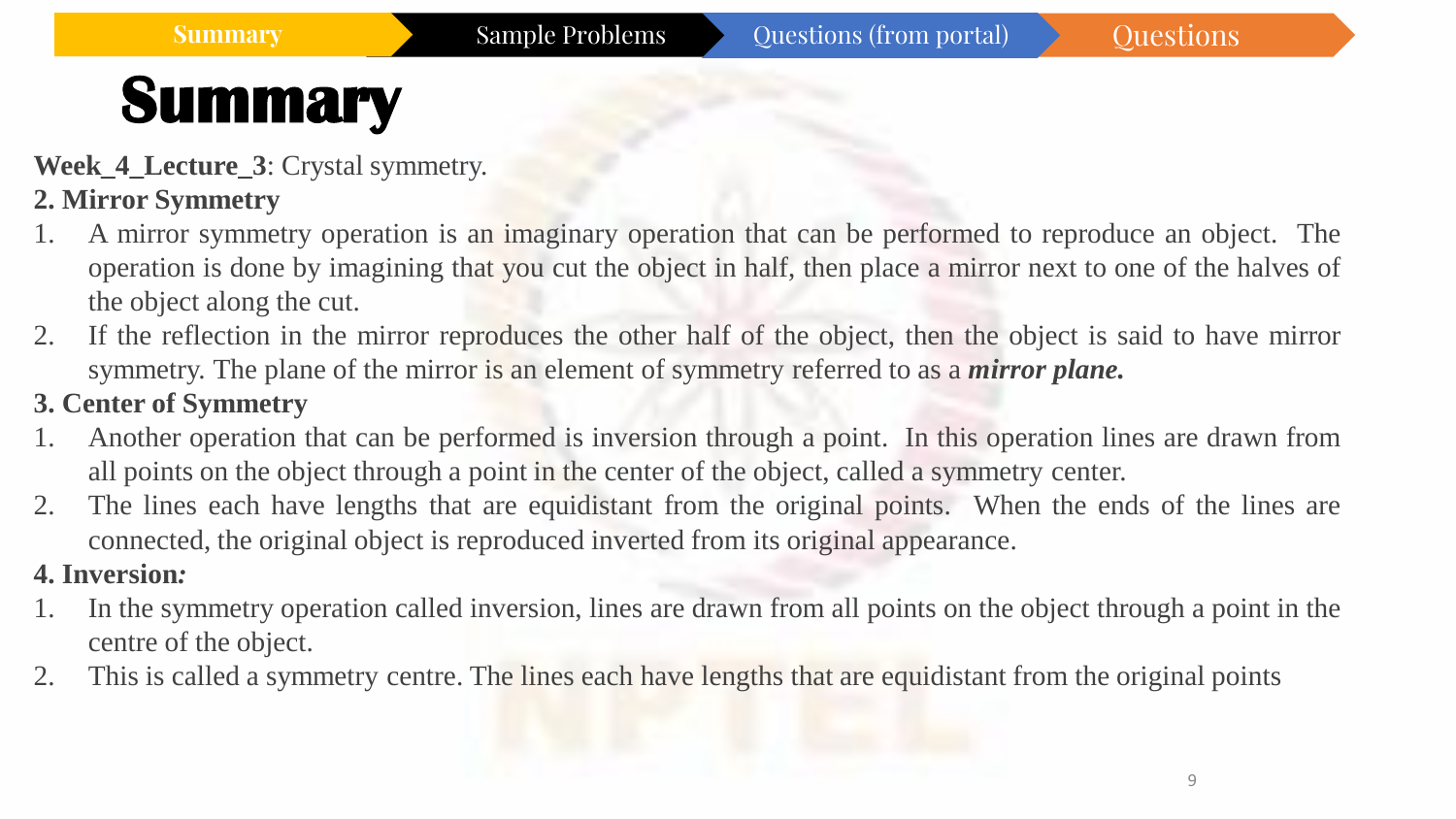# Summary

**Week_4_Lecture_3**: Crystal symmetry.

**2. Mirror Symmetry**

1. A mirror symmetry operation is an imaginary operation that can be performed to reproduce an object. The operation is done by imagining that you cut the object in half, then place a mirror next to one of the halves of the object along the cut.
2. If the reflection in the mirror reproduces the other half of the object, then the object is said to have mirror symmetry. The plane of the mirror is an element of symmetry referred to as a ***mirror plane.***

**3. Center of Symmetry**

1. Another operation that can be performed is inversion through a point. In this operation lines are drawn from all points on the object through a point in the center of the object, called a symmetry center.
2. The lines each have lengths that are equidistant from the original points. When the ends of the lines are connected, the original object is reproduced inverted from its original appearance.

**4. Inversion*:***

1. In the symmetry operation called inversion, lines are drawn from all points on the object through a point in the centre of the object.
2. This is called a symmetry centre. The lines each have lengths that are equidistant from the original points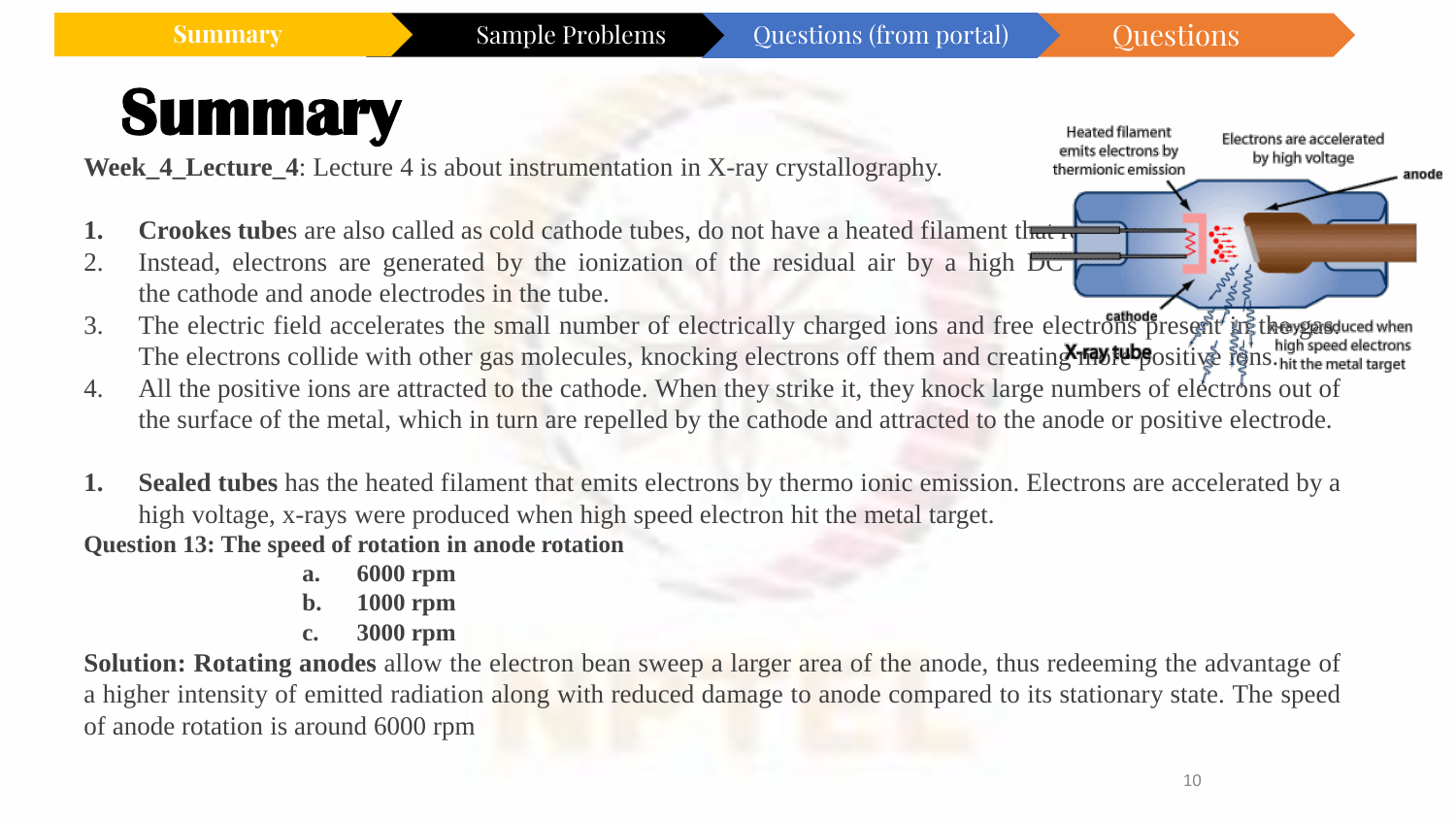Summary | Sample Problems | Questions (from portal) | Questions

# Summary

**Week_4_Lecture_4**: Lecture 4 is about instrumentation in X-ray crystallography.

1. **Crookes tube**s are also called as cold cathode tubes, do not have a heated filament that
2. Instead, electrons are generated by the ionization of the residual air by a high DC the cathode and anode electrodes in the tube.
3. The electric field accelerates the small number of electrically charged ions and free electrons present in the gas. The electrons collide with other gas molecules, knocking electrons off them and creating more positive ions.
4. All the positive ions are attracted to the cathode. When they strike it, they knock large numbers of electrons out of the surface of the metal, which in turn are repelled by the cathode and attracted to the anode or positive electrode.

Heated filament emits electrons by thermionic emission

Electrons are accelerated by high voltage

anode

cathode

X-ray tube

X-rays produced when high speed electrons hit the metal target

1. **Sealed tubes** has the heated filament that emits electrons by thermo ionic emission. Electrons are accelerated by a high voltage, x-rays were produced when high speed electron hit the metal target.

**Question 13: The speed of rotation in anode rotation**

a. **6000 rpm**
b. **1000 rpm**
c. **3000 rpm**

**Solution: Rotating anodes** allow the electron bean sweep a larger area of the anode, thus redeeming the advantage of a higher intensity of emitted radiation along with reduced damage to anode compared to its stationary state. The speed of anode rotation is around 6000 rpm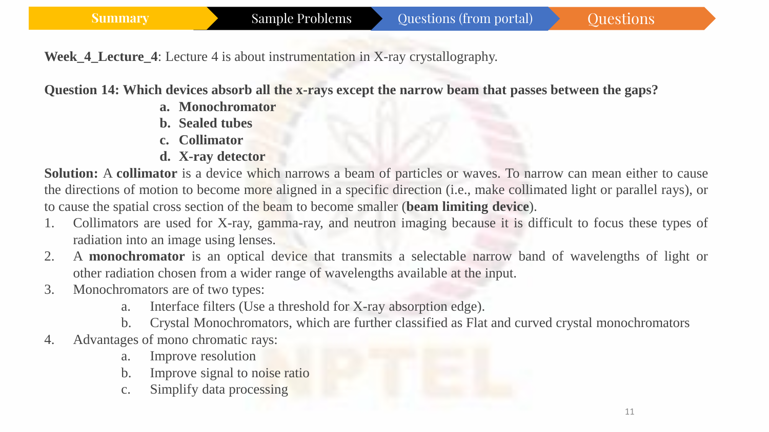**Week_4_Lecture_4**: Lecture 4 is about instrumentation in X-ray crystallography.

**Question 14: Which devices absorb all the x-rays except the narrow beam that passes between the gaps?**

a. **Monochromator**
b. **Sealed tubes**
c. **Collimator**
d. **X-ray detector**

**Solution:** A **collimator** is a device which narrows a beam of particles or waves. To narrow can mean either to cause the directions of motion to become more aligned in a specific direction (i.e., make collimated light or parallel rays), or to cause the spatial cross section of the beam to become smaller (**beam limiting device**).

1. Collimators are used for X-ray, gamma-ray, and neutron imaging because it is difficult to focus these types of radiation into an image using lenses.
2. A **monochromator** is an optical device that transmits a selectable narrow band of wavelengths of light or other radiation chosen from a wider range of wavelengths available at the input.
3. Monochromators are of two types:
   a. Interface filters (Use a threshold for X-ray absorption edge).
   b. Crystal Monochromators, which are further classified as Flat and curved crystal monochromators
4. Advantages of mono chromatic rays:
   a. Improve resolution
   b. Improve signal to noise ratio
   c. Simplify data processing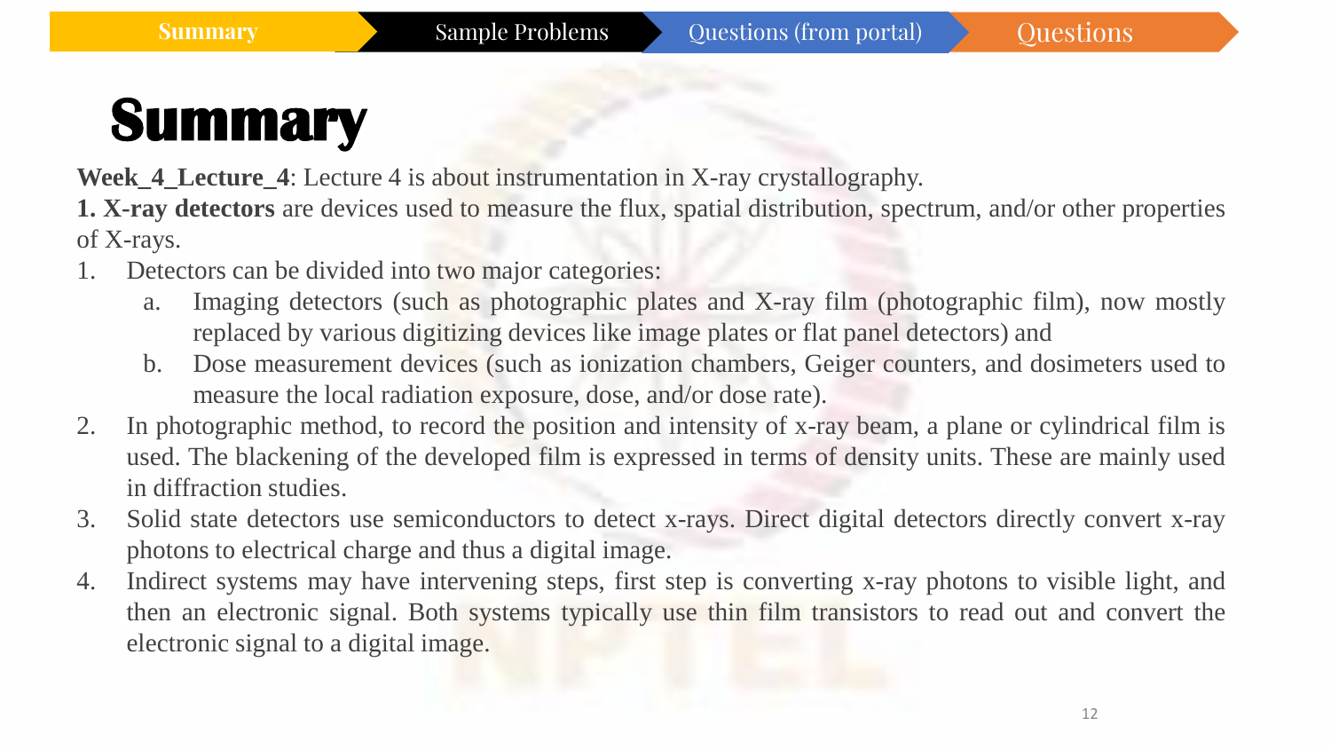Summary | Sample Problems | Questions (from portal) | Questions

# Summary

**Week_4_Lecture_4**: Lecture 4 is about instrumentation in X-ray crystallography.

**1. X-ray detectors** are devices used to measure the flux, spatial distribution, spectrum, and/or other properties of X-rays.

1. Detectors can be divided into two major categories:
   a. Imaging detectors (such as photographic plates and X-ray film (photographic film), now mostly replaced by various digitizing devices like image plates or flat panel detectors) and
   b. Dose measurement devices (such as ionization chambers, Geiger counters, and dosimeters used to measure the local radiation exposure, dose, and/or dose rate).
2. In photographic method, to record the position and intensity of x-ray beam, a plane or cylindrical film is used. The blackening of the developed film is expressed in terms of density units. These are mainly used in diffraction studies.
3. Solid state detectors use semiconductors to detect x-rays. Direct digital detectors directly convert x-ray photons to electrical charge and thus a digital image.
4. Indirect systems may have intervening steps, first step is converting x-ray photons to visible light, and then an electronic signal. Both systems typically use thin film transistors to read out and convert the electronic signal to a digital image.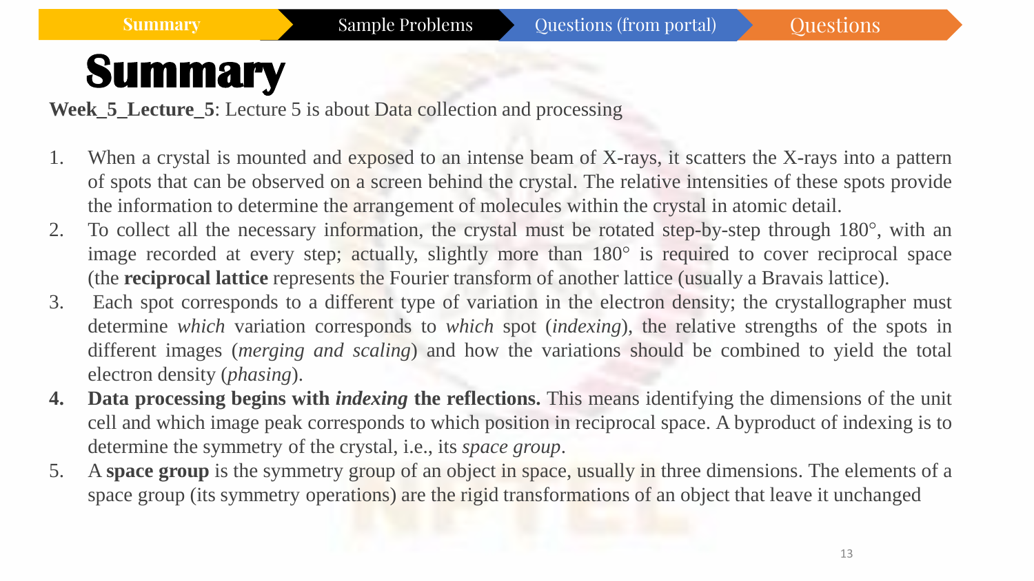# Summary

**Week_5_Lecture_5**: Lecture 5 is about Data collection and processing

1. When a crystal is mounted and exposed to an intense beam of X-rays, it scatters the X-rays into a pattern of spots that can be observed on a screen behind the crystal. The relative intensities of these spots provide the information to determine the arrangement of molecules within the crystal in atomic detail.
2. To collect all the necessary information, the crystal must be rotated step-by-step through 180°, with an image recorded at every step; actually, slightly more than 180° is required to cover reciprocal space (the **reciprocal lattice** represents the Fourier transform of another lattice (usually a Bravais lattice).
3. Each spot corresponds to a different type of variation in the electron density; the crystallographer must determine *which* variation corresponds to *which* spot (*indexing*), the relative strengths of the spots in different images (*merging and scaling*) and how the variations should be combined to yield the total electron density (*phasing*).
4. **Data processing begins with *indexing* the reflections.** This means identifying the dimensions of the unit cell and which image peak corresponds to which position in reciprocal space. A byproduct of indexing is to determine the symmetry of the crystal, i.e., its *space group*.
5. A **space group** is the symmetry group of an object in space, usually in three dimensions. The elements of a space group (its symmetry operations) are the rigid transformations of an object that leave it unchanged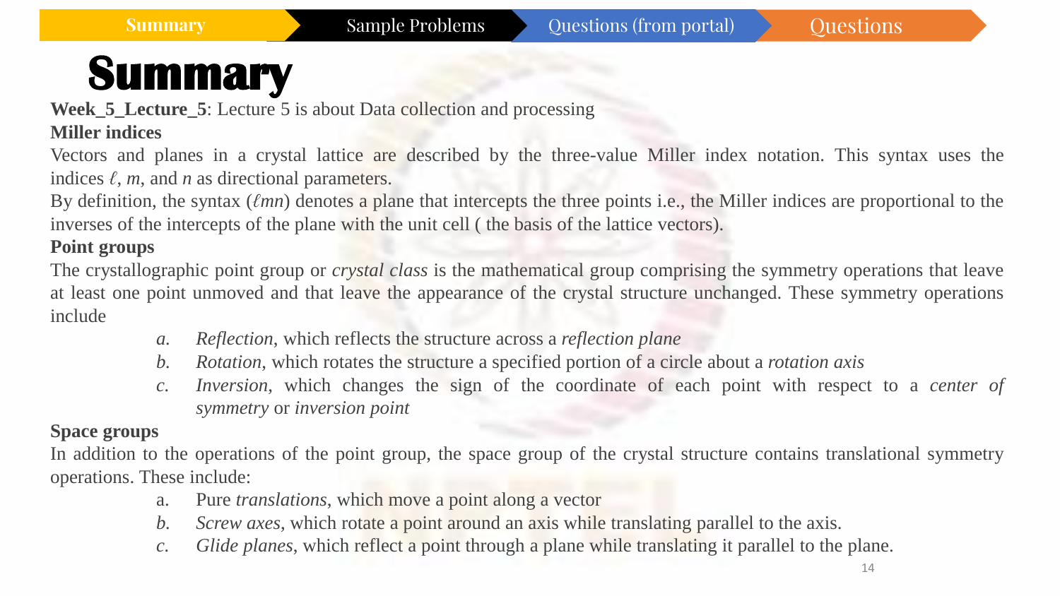Summary | Sample Problems | Questions (from portal) | Questions

# Summary

**Week_5_Lecture_5**: Lecture 5 is about Data collection and processing

**Miller indices**

Vectors and planes in a crystal lattice are described by the three-value Miller index notation. This syntax uses the indices $\ell$, $m$, and $n$ as directional parameters.

By definition, the syntax ($\ell mn$) denotes a plane that intercepts the three points i.e., the Miller indices are proportional to the inverses of the intercepts of the plane with the unit cell ( the basis of the lattice vectors).

**Point groups**

The crystallographic point group or *crystal class* is the mathematical group comprising the symmetry operations that leave at least one point unmoved and that leave the appearance of the crystal structure unchanged. These symmetry operations include

a. *Reflection*, which reflects the structure across a *reflection plane*
b. *Rotation*, which rotates the structure a specified portion of a circle about a *rotation axis*
c. *Inversion*, which changes the sign of the coordinate of each point with respect to a *center of symmetry* or *inversion point*

**Space groups**

In addition to the operations of the point group, the space group of the crystal structure contains translational symmetry operations. These include:

a. Pure *translations*, which move a point along a vector
b. *Screw axes*, which rotate a point around an axis while translating parallel to the axis.
c. *Glide planes*, which reflect a point through a plane while translating it parallel to the plane.